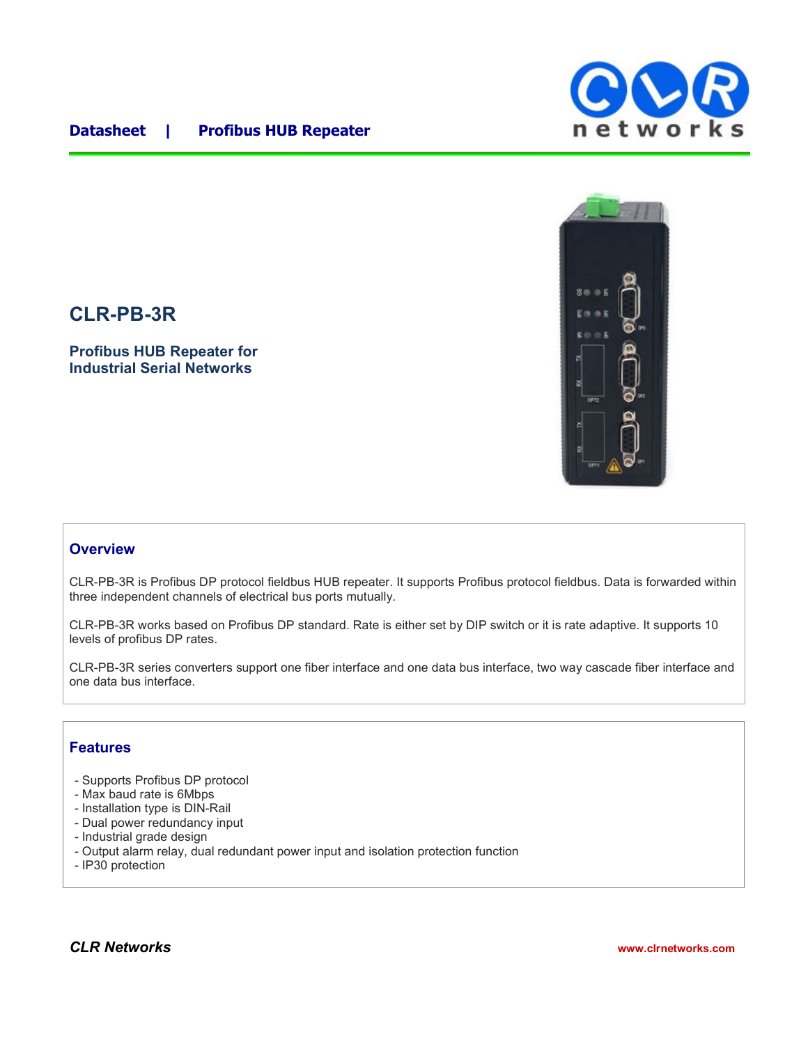Datasheet | Profibus HUB Repeater

# CLR-PB-3R

### Profibus HUB Repeater for Industrial Serial Networks

## Overview

CLR-PB-3R is Profibus DP protocol fieldbus HUB repeater. It supports Profibus protocol fieldbus. Data is forwarded within three independent channels of electrical bus ports mutually.

CLR-PB-3R works based on Profibus DP standard. Rate is either set by DIP switch or it is rate adaptive. It supports 10 levels of profibus DP rates.

CLR-PB-3R series converters support one fiber interface and one data bus interface, two way cascade fiber interface and one data bus interface.

## Features

- Supports Profibus DP protocol
- Max baud rate is 6Mbps
- Installation type is DIN-Rail
- Dual power redundancy input
- Industrial grade design
- Output alarm relay, dual redundant power input and isolation protection function
- IP30 protection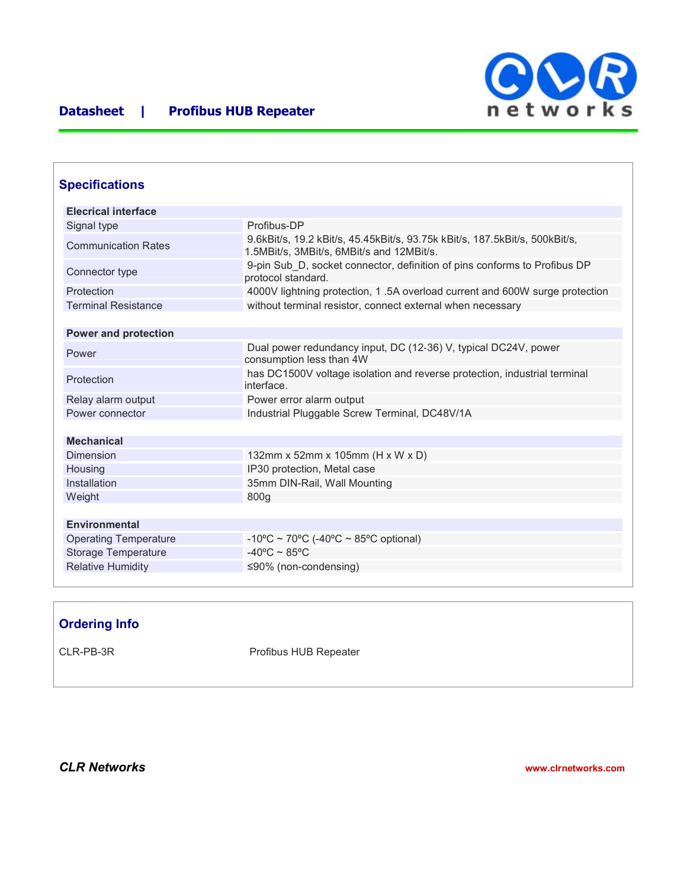## Specifications

| | |
|---|---|
| **Elecrical interface** | |
| Signal type | Profibus-DP |
| Communication Rates | 9.6kBit/s, 19.2 kBit/s, 45.45kBit/s, 93.75k kBit/s, 187.5kBit/s, 500kBit/s, 1.5MBit/s, 3MBit/s, 6MBit/s and 12MBit/s. |
| Connector type | 9-pin Sub_D, socket connector, definition of pins conforms to Profibus DP protocol standard. |
| Protection | 4000V lightning protection, 1 .5A overload current and 600W surge protection |
| Terminal Resistance | without terminal resistor, connect external when necessary |
| **Power and protection** | |
| Power | Dual power redundancy input, DC (12-36) V, typical DC24V, power consumption less than 4W |
| Protection | has DC1500V voltage isolation and reverse protection, industrial terminal interface. |
| Relay alarm output | Power error alarm output |
| Power connector | Industrial Pluggable Screw Terminal, DC48V/1A |
| **Mechanical** | |
| Dimension | 132mm x 52mm x 105mm (H x W x D) |
| Housing | IP30 protection, Metal case |
| Installation | 35mm DIN-Rail, Wall Mounting |
| Weight | 800g |
| **Environmental** | |
| Operating Temperature | -10ºC ~ 70ºC (-40ºC ~ 85ºC optional) |
| Storage Temperature | -40ºC ~ 85ºC |
| Relative Humidity | ≤90% (non-condensing) |

## Ordering Info

| | |
|---|---|
| CLR-PB-3R | Profibus HUB Repeater |